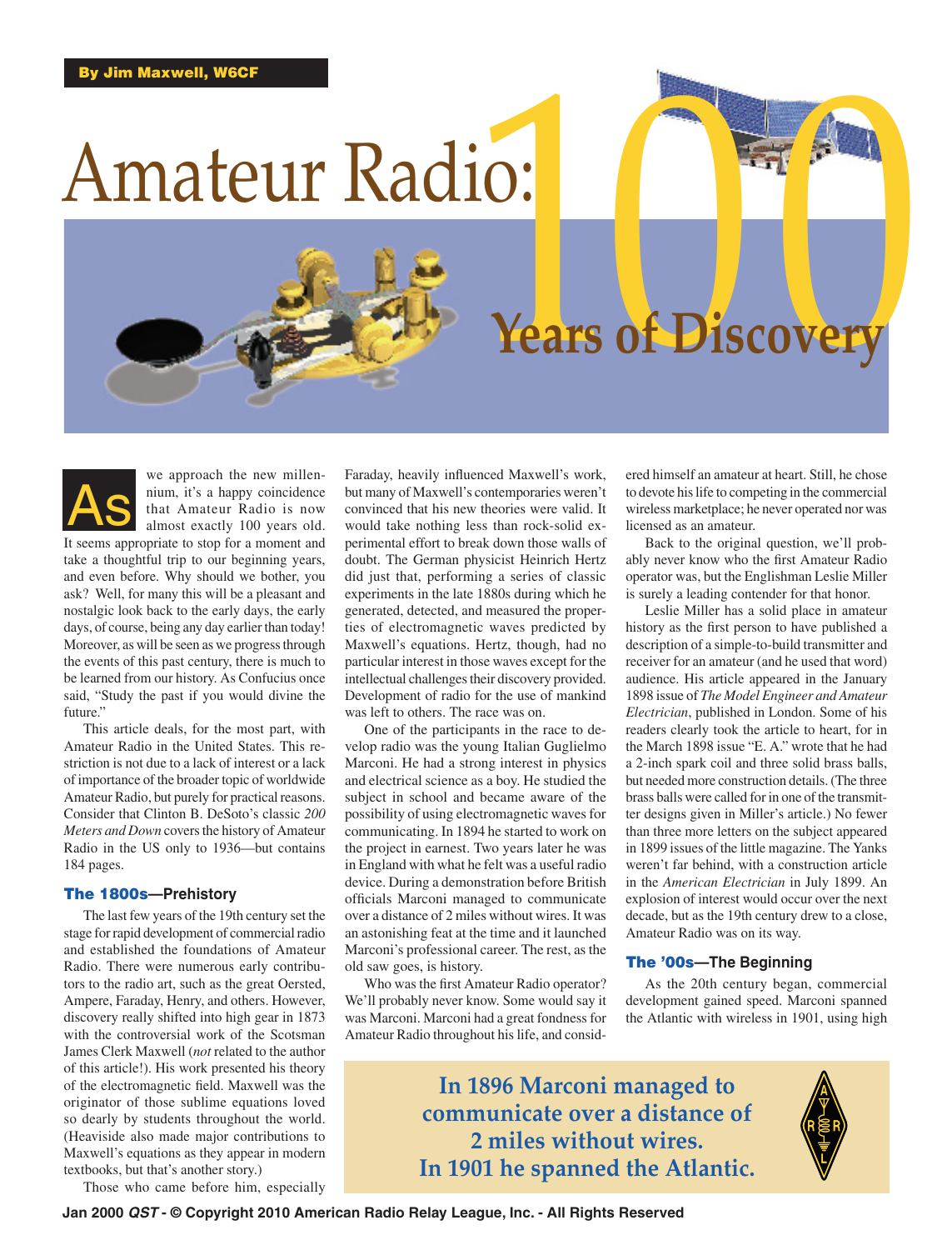By Jim Maxwell, W6CF

# Amateur Radio: 100 Years of Discovery

As we approach the new millennium, it's a happy coincidence that Amateur Radio is now almost exactly 100 years old. It seems appropriate to stop for a moment and take a thoughtful trip to our beginning years, and even before. Why should we bother, you ask? Well, for many this will be a pleasant and nostalgic look back to the early days, the early days, of course, being any day earlier than today! Moreover, as will be seen as we progress through the events of this past century, there is much to be learned from our history. As Confucius once said, "Study the past if you would divine the future."

This article deals, for the most part, with Amateur Radio in the United States. This restriction is not due to a lack of interest or a lack of importance of the broader topic of worldwide Amateur Radio, but purely for practical reasons. Consider that Clinton B. DeSoto's classic *200 Meters and Down* covers the history of Amateur Radio in the US only to 1936—but contains 184 pages.

## The 1800s—Prehistory

The last few years of the 19th century set the stage for rapid development of commercial radio and established the foundations of Amateur Radio. There were numerous early contributors to the radio art, such as the great Oersted, Ampere, Faraday, Henry, and others. However, discovery really shifted into high gear in 1873 with the controversial work of the Scotsman James Clerk Maxwell (*not* related to the author of this article!). His work presented his theory of the electromagnetic field. Maxwell was the originator of those sublime equations loved so dearly by students throughout the world. (Heaviside also made major contributions to Maxwell's equations as they appear in modern textbooks, but that's another story.)

Those who came before him, especially Faraday, heavily influenced Maxwell's work, but many of Maxwell's contemporaries weren't convinced that his new theories were valid. It would take nothing less than rock-solid experimental effort to break down those walls of doubt. The German physicist Heinrich Hertz did just that, performing a series of classic experiments in the late 1880s during which he generated, detected, and measured the properties of electromagnetic waves predicted by Maxwell's equations. Hertz, though, had no particular interest in those waves except for the intellectual challenges their discovery provided. Development of radio for the use of mankind was left to others. The race was on.

One of the participants in the race to develop radio was the young Italian Guglielmo Marconi. He had a strong interest in physics and electrical science as a boy. He studied the subject in school and became aware of the possibility of using electromagnetic waves for communicating. In 1894 he started to work on the project in earnest. Two years later he was in England with what he felt was a useful radio device. During a demonstration before British officials Marconi managed to communicate over a distance of 2 miles without wires. It was an astonishing feat at the time and it launched Marconi's professional career. The rest, as the old saw goes, is history.

Who was the first Amateur Radio operator? We'll probably never know. Some would say it was Marconi. Marconi had a great fondness for Amateur Radio throughout his life, and considered himself an amateur at heart. Still, he chose to devote his life to competing in the commercial wireless marketplace; he never operated nor was licensed as an amateur.

Back to the original question, we'll probably never know who the first Amateur Radio operator was, but the Englishman Leslie Miller is surely a leading contender for that honor.

Leslie Miller has a solid place in amateur history as the first person to have published a description of a simple-to-build transmitter and receiver for an amateur (and he used that word) audience. His article appeared in the January 1898 issue of *The Model Engineer and Amateur Electrician*, published in London. Some of his readers clearly took the article to heart, for in the March 1898 issue "E. A." wrote that he had a 2-inch spark coil and three solid brass balls, but needed more construction details. (The three brass balls were called for in one of the transmitter designs given in Miller's article.) No fewer than three more letters on the subject appeared in 1899 issues of the little magazine. The Yanks weren't far behind, with a construction article in the *American Electrician* in July 1899. An explosion of interest would occur over the next decade, but as the 19th century drew to a close, Amateur Radio was on its way.

## The '00s—The Beginning

As the 20th century began, commercial development gained speed. Marconi spanned the Atlantic with wireless in 1901, using high

**In 1896 Marconi managed to communicate over a distance of 2 miles without wires. In 1901 he spanned the Atlantic.**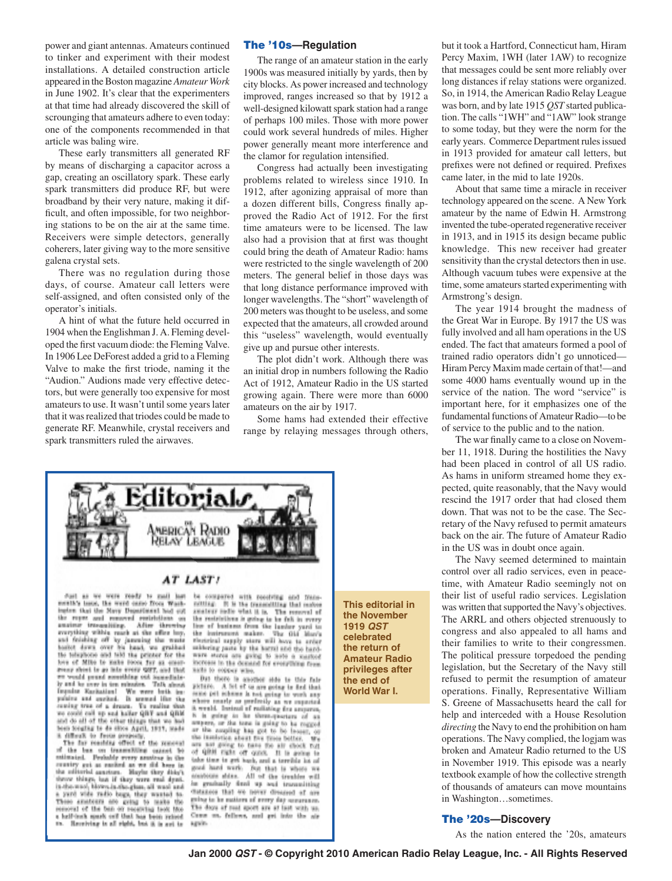power and giant antennas. Amateurs continued to tinker and experiment with their modest installations. A detailed construction article appeared in the Boston magazine *Amateur Work* in June 1902. It's clear that the experimenters at that time had already discovered the skill of scrounging that amateurs adhere to even today: one of the components recommended in that article was baling wire.

These early transmitters all generated RF by means of discharging a capacitor across a gap, creating an oscillatory spark. These early spark transmitters did produce RF, but were broadband by their very nature, making it difficult, and often impossible, for two neighboring stations to be on the air at the same time. Receivers were simple detectors, generally coherers, later giving way to the more sensitive galena crystal sets.

There was no regulation during those days, of course. Amateur call letters were self-assigned, and often consisted only of the operator's initials.

A hint of what the future held occurred in 1904 when the Englishman J. A. Fleming developed the first vacuum diode: the Fleming Valve. In 1906 Lee DeForest added a grid to a Fleming Valve to make the first triode, naming it the "Audion." Audions made very effective detectors, but were generally too expensive for most amateurs to use. It wasn't until some years later that it was realized that triodes could be made to generate RF. Meanwhile, crystal receivers and spark transmitters ruled the airwaves.

## The '10s—Regulation

The range of an amateur station in the early 1900s was measured initially by yards, then by city blocks. As power increased and technology improved, ranges increased so that by 1912 a well-designed kilowatt spark station had a range of perhaps 100 miles. Those with more power could work several hundreds of miles. Higher power generally meant more interference and the clamor for regulation intensified.

Congress had actually been investigating problems related to wireless since 1910. In 1912, after agonizing appraisal of more than a dozen different bills, Congress finally approved the Radio Act of 1912. For the first time amateurs were to be licensed. The law also had a provision that at first was thought could bring the death of Amateur Radio: hams were restricted to the single wavelength of 200 meters. The general belief in those days was that long distance performance improved with longer wavelengths. The "short" wavelength of 200 meters was thought to be useless, and some expected that the amateurs, all crowded around this "useless" wavelength, would eventually give up and pursue other interests.

The plot didn't work. Although there was an initial drop in numbers following the Radio Act of 1912, Amateur Radio in the US started growing again. There were more than 6000 amateurs on the air by 1917.

Some hams had extended their effective range by relaying messages through others, but it took a Hartford, Connecticut ham, Hiram Percy Maxim, 1WH (later 1AW) to recognize that messages could be sent more reliably over long distances if relay stations were organized. So, in 1914, the American Radio Relay League was born, and by late 1915 *QST* started publication. The calls "1WH" and "1AW" look strange to some today, but they were the norm for the early years. Commerce Department rules issued in 1913 provided for amateur call letters, but prefixes were not defined or required. Prefixes came later, in the mid to late 1920s.

About that same time a miracle in receiver technology appeared on the scene. A New York amateur by the name of Edwin H. Armstrong invented the tube-operated regenerative receiver in 1913, and in 1915 its design became public knowledge. This new receiver had greater sensitivity than the crystal detectors then in use. Although vacuum tubes were expensive at the time, some amateurs started experimenting with Armstrong's design.

The year 1914 brought the madness of the Great War in Europe. By 1917 the US was fully involved and all ham operations in the US ended. The fact that amateurs formed a pool of trained radio operators didn't go unnoticed—Hiram Percy Maxim made certain of that!—and some 4000 hams eventually wound up in the service of the nation. The word "service" is important here, for it emphasizes one of the fundamental functions of Amateur Radio—to be of service to the public and to the nation.

The war finally came to a close on November 11, 1918. During the hostilities the Navy had been placed in control of all US radio. As hams in uniform streamed home they expected, quite reasonably, that the Navy would rescind the 1917 order that had closed them down. That was not to be the case. The Secretary of the Navy refused to permit amateurs back on the air. The future of Amateur Radio in the US was in doubt once again.

The Navy seemed determined to maintain control over all radio services, even in peacetime, with Amateur Radio seemingly not on their list of useful radio services. Legislation was written that supported the Navy's objectives. The ARRL and others objected strenuously to congress and also appealed to all hams and their families to write to their congressmen. The political pressure torpedoed the pending legislation, but the Secretary of the Navy still refused to permit the resumption of amateur operations. Finally, Representative William S. Greene of Massachusetts heard the call for help and interceded with a House Resolution *directing* the Navy to end the prohibition on ham operations. The Navy complied, the logjam was broken and Amateur Radio returned to the US in November 1919. This episode was a nearly textbook example of how the collective strength of thousands of amateurs can move mountains in Washington…sometimes.

**This editorial in the November 1919 *QST* celebrated the return of Amateur Radio privileges after the end of World War I.**

## The '20s—Discovery

As the nation entered the '20s, amateurs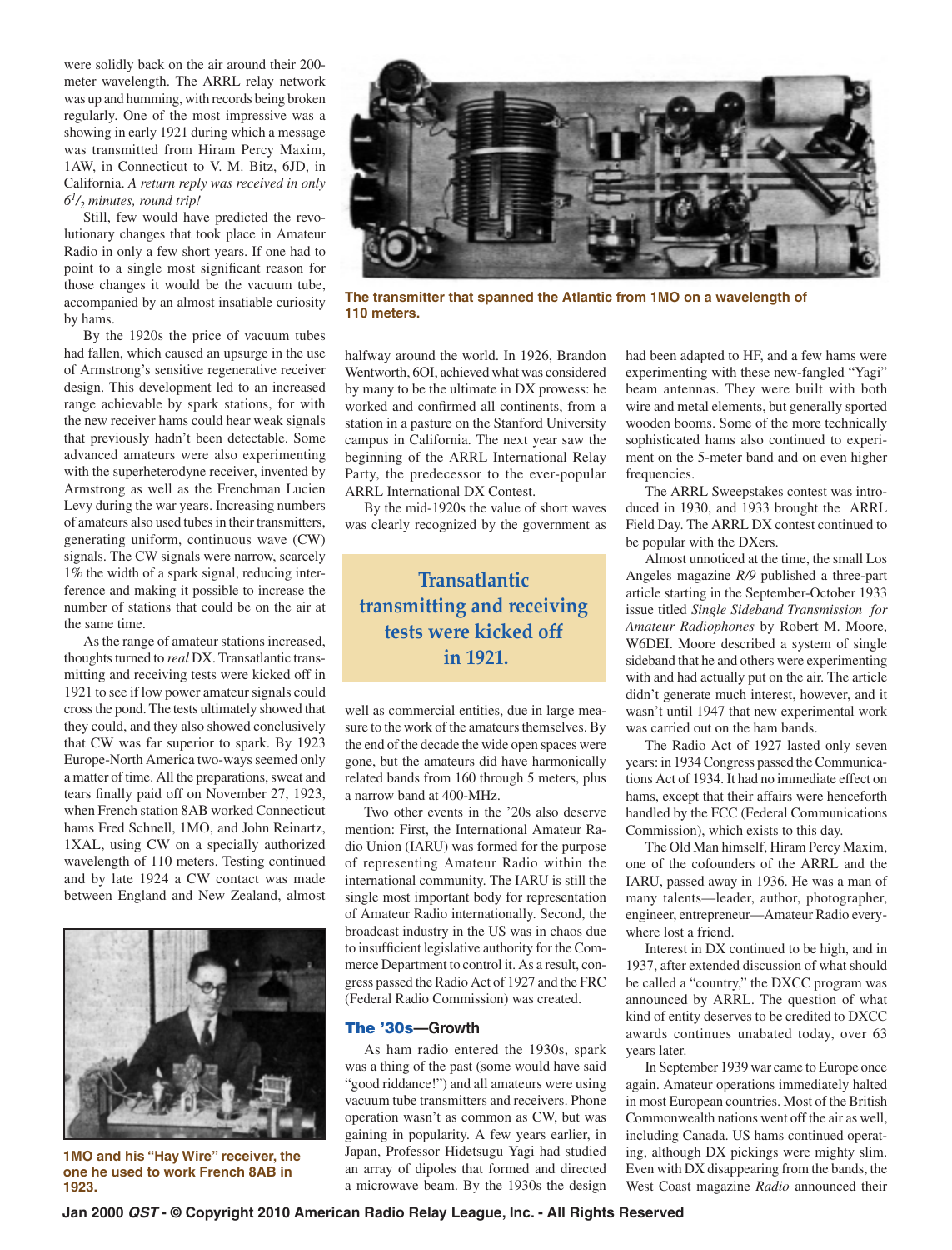were solidly back on the air around their 200-meter wavelength. The ARRL relay network was up and humming, with records being broken regularly. One of the most impressive was a showing in early 1921 during which a message was transmitted from Hiram Percy Maxim, 1AW, in Connecticut to V. M. Bitz, 6JD, in California. *A return reply was received in only 6½ minutes, round trip!*

Still, few would have predicted the revolutionary changes that took place in Amateur Radio in only a few short years. If one had to point to a single most significant reason for those changes it would be the vacuum tube, accompanied by an almost insatiable curiosity by hams.

By the 1920s the price of vacuum tubes had fallen, which caused an upsurge in the use of Armstrong's sensitive regenerative receiver design. This development led to an increased range achievable by spark stations, for with the new receiver hams could hear weak signals that previously hadn't been detectable. Some advanced amateurs were also experimenting with the superheterodyne receiver, invented by Armstrong as well as the Frenchman Lucien Levy during the war years. Increasing numbers of amateurs also used tubes in their transmitters, generating uniform, continuous wave (CW) signals. The CW signals were narrow, scarcely 1% the width of a spark signal, reducing interference and making it possible to increase the number of stations that could be on the air at the same time.

As the range of amateur stations increased, thoughts turned to *real* DX. Transatlantic transmitting and receiving tests were kicked off in 1921 to see if low power amateur signals could cross the pond. The tests ultimately showed that they could, and they also showed conclusively that CW was far superior to spark. By 1923 Europe-North America two-ways seemed only a matter of time. All the preparations, sweat and tears finally paid off on November 27, 1923, when French station 8AB worked Connecticut hams Fred Schnell, 1MO, and John Reinartz, 1XAL, using CW on a specially authorized wavelength of 110 meters. Testing continued and by late 1924 a CW contact was made between England and New Zealand, almost halfway around the world. In 1926, Brandon Wentworth, 6OI, achieved what was considered by many to be the ultimate in DX prowess: he worked and confirmed all continents, from a station in a pasture on the Stanford University campus in California. The next year saw the beginning of the ARRL International Relay Party, the predecessor to the ever-popular ARRL International DX Contest.

**1MO and his "Hay Wire" receiver, the one he used to work French 8AB in 1923.**

**The transmitter that spanned the Atlantic from 1MO on a wavelength of 110 meters.**

By the mid-1920s the value of short waves was clearly recognized by the government as well as commercial entities, due in large measure to the work of the amateurs themselves. By the end of the decade the wide open spaces were gone, but the amateurs did have harmonically related bands from 160 through 5 meters, plus a narrow band at 400-MHz.

> **Transatlantic transmitting and receiving tests were kicked off in 1921.**

Two other events in the '20s also deserve mention: First, the International Amateur Radio Union (IARU) was formed for the purpose of representing Amateur Radio within the international community. The IARU is still the single most important body for representation of Amateur Radio internationally. Second, the broadcast industry in the US was in chaos due to insufficient legislative authority for the Commerce Department to control it. As a result, congress passed the Radio Act of 1927 and the FRC (Federal Radio Commission) was created.

## The '30s—Growth

As ham radio entered the 1930s, spark was a thing of the past (some would have said "good riddance!") and all amateurs were using vacuum tube transmitters and receivers. Phone operation wasn't as common as CW, but was gaining in popularity. A few years earlier, in Japan, Professor Hidetsugu Yagi had studied an array of dipoles that formed and directed a microwave beam. By the 1930s the design had been adapted to HF, and a few hams were experimenting with these new-fangled "Yagi" beam antennas. They were built with both wire and metal elements, but generally sported wooden booms. Some of the more technically sophisticated hams also continued to experiment on the 5-meter band and on even higher frequencies.

The ARRL Sweepstakes contest was introduced in 1930, and 1933 brought the ARRL Field Day. The ARRL DX contest continued to be popular with the DXers.

Almost unnoticed at the time, the small Los Angeles magazine *R/9* published a three-part article starting in the September-October 1933 issue titled *Single Sideband Transmission for Amateur Radiophones* by Robert M. Moore, W6DEI. Moore described a system of single sideband that he and others were experimenting with and had actually put on the air. The article didn't generate much interest, however, and it wasn't until 1947 that new experimental work was carried out on the ham bands.

The Radio Act of 1927 lasted only seven years: in 1934 Congress passed the Communications Act of 1934. It had no immediate effect on hams, except that their affairs were henceforth handled by the FCC (Federal Communications Commission), which exists to this day.

The Old Man himself, Hiram Percy Maxim, one of the cofounders of the ARRL and the IARU, passed away in 1936. He was a man of many talents—leader, author, photographer, engineer, entrepreneur—Amateur Radio everywhere lost a friend.

Interest in DX continued to be high, and in 1937, after extended discussion of what should be called a "country," the DXCC program was announced by ARRL. The question of what kind of entity deserves to be credited to DXCC awards continues unabated today, over 63 years later.

In September 1939 war came to Europe once again. Amateur operations immediately halted in most European countries. Most of the British Commonwealth nations went off the air as well, including Canada. US hams continued operating, although DX pickings were mighty slim. Even with DX disappearing from the bands, the West Coast magazine *Radio* announced their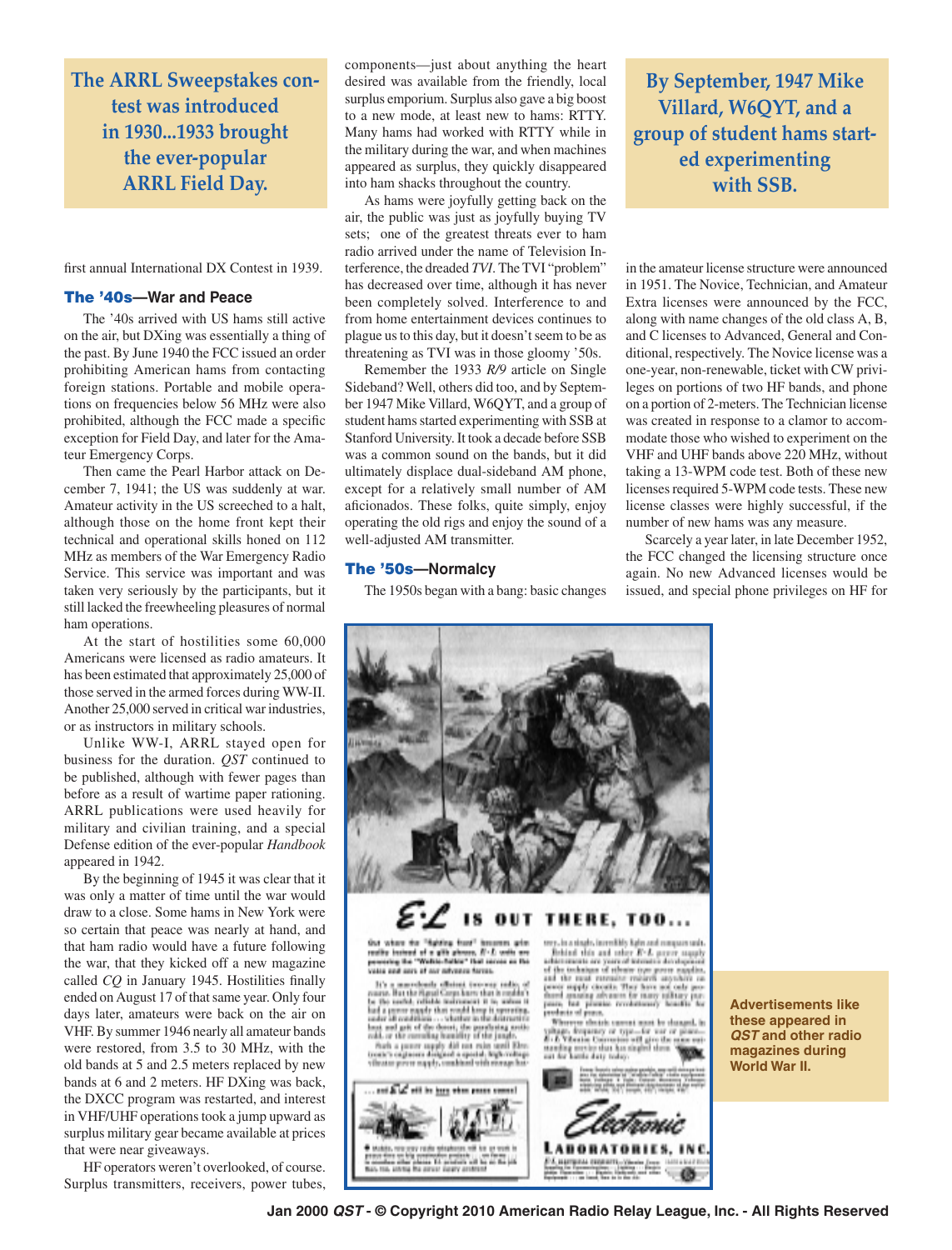> **The ARRL Sweepstakes contest was introduced in 1930...1933 brought the ever-popular ARRL Field Day.**

first annual International DX Contest in 1939.

### The '40s—War and Peace

The '40s arrived with US hams still active on the air, but DXing was essentially a thing of the past. By June 1940 the FCC issued an order prohibiting American hams from contacting foreign stations. Portable and mobile operations on frequencies below 56 MHz were also prohibited, although the FCC made a specific exception for Field Day, and later for the Amateur Emergency Corps.

Then came the Pearl Harbor attack on December 7, 1941; the US was suddenly at war. Amateur activity in the US screeched to a halt, although those on the home front kept their technical and operational skills honed on 112 MHz as members of the War Emergency Radio Service. This service was important and was taken very seriously by the participants, but it still lacked the freewheeling pleasures of normal ham operations.

At the start of hostilities some 60,000 Americans were licensed as radio amateurs. It has been estimated that approximately 25,000 of those served in the armed forces during WW-II. Another 25,000 served in critical war industries, or as instructors in military schools.

Unlike WW-I, ARRL stayed open for business for the duration. *QST* continued to be published, although with fewer pages than before as a result of wartime paper rationing. ARRL publications were used heavily for military and civilian training, and a special Defense edition of the ever-popular *Handbook* appeared in 1942.

By the beginning of 1945 it was clear that it was only a matter of time until the war would draw to a close. Some hams in New York were so certain that peace was nearly at hand, and that ham radio would have a future following the war, that they kicked off a new magazine called *CQ* in January 1945. Hostilities finally ended on August 17 of that same year. Only four days later, amateurs were back on the air on VHF. By summer 1946 nearly all amateur bands were restored, from 3.5 to 30 MHz, with the old bands at 5 and 2.5 meters replaced by new bands at 6 and 2 meters. HF DXing was back, the DXCC program was restarted, and interest in VHF/UHF operations took a jump upward as surplus military gear became available at prices that were near giveaways.

HF operators weren't overlooked, of course. Surplus transmitters, receivers, power tubes, components—just about anything the heart desired was available from the friendly, local surplus emporium. Surplus also gave a big boost to a new mode, at least new to hams: RTTY. Many hams had worked with RTTY while in the military during the war, and when machines appeared as surplus, they quickly disappeared into ham shacks throughout the country.

As hams were joyfully getting back on the air, the public was just as joyfully buying TV sets; one of the greatest threats ever to ham radio arrived under the name of Television Interference, the dreaded *TVI*. The TVI "problem" has decreased over time, although it has never been completely solved. Interference to and from home entertainment devices continues to plague us to this day, but it doesn't seem to be as threatening as TVI was in those gloomy '50s.

Remember the 1933 *R/9* article on Single Sideband? Well, others did too, and by September 1947 Mike Villard, W6QYT, and a group of student hams started experimenting with SSB at Stanford University. It took a decade before SSB was a common sound on the bands, but it did ultimately displace dual-sideband AM phone, except for a relatively small number of AM aficionados. These folks, quite simply, enjoy operating the old rigs and enjoy the sound of a well-adjusted AM transmitter.

> **By September, 1947 Mike Villard, W6QYT, and a group of student hams started experimenting with SSB.**

### The '50s—Normalcy

The 1950s began with a bang: basic changes in the amateur license structure were announced in 1951. The Novice, Technician, and Amateur Extra licenses were announced by the FCC, along with name changes of the old class A, B, and C licenses to Advanced, General and Conditional, respectively. The Novice license was a one-year, non-renewable, ticket with CW privileges on portions of two HF bands, and phone on a portion of 2-meters. The Technician license was created in response to a clamor to accommodate those who wished to experiment on the VHF and UHF bands above 220 MHz, without taking a 13-WPM code test. Both of these new licenses required 5-WPM code tests. These new license classes were highly successful, if the number of new hams was any measure.

Scarcely a year later, in late December 1952, the FCC changed the licensing structure once again. No new Advanced licenses would be issued, and special phone privileges on HF for

**Advertisements like these appeared in *QST* and other radio magazines during World War II.**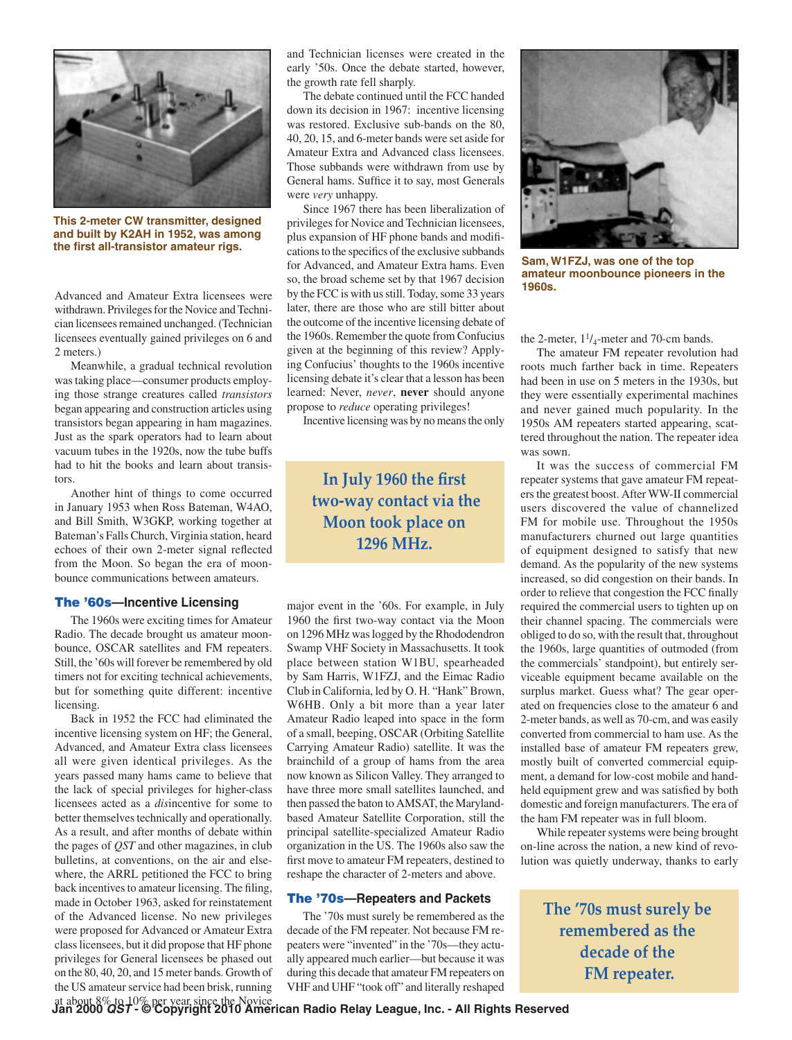This 2-meter CW transmitter, designed and built by K2AH in 1952, was among the first all-transistor amateur rigs.

Advanced and Amateur Extra licensees were withdrawn. Privileges for the Novice and Technician licensees remained unchanged. (Technician licensees eventually gained privileges on 6 and 2 meters.)

Meanwhile, a gradual technical revolution was taking place—consumer products employing those strange creatures called *transistors* began appearing and construction articles using transistors began appearing in ham magazines. Just as the spark operators had to learn about vacuum tubes in the 1920s, now the tube buffs had to hit the books and learn about transistors.

Another hint of things to come occurred in January 1953 when Ross Bateman, W4AO, and Bill Smith, W3GKP, working together at Bateman's Falls Church, Virginia station, heard echoes of their own 2-meter signal reflected from the Moon. So began the era of moonbounce communications between amateurs.

## The '60s—Incentive Licensing

The 1960s were exciting times for Amateur Radio. The decade brought us amateur moonbounce, OSCAR satellites and FM repeaters. Still, the '60s will forever be remembered by old timers not for exciting technical achievements, but for something quite different: incentive licensing.

Back in 1952 the FCC had eliminated the incentive licensing system on HF; the General, Advanced, and Amateur Extra class licensees all were given identical privileges. As the years passed many hams came to believe that the lack of special privileges for higher-class licensees acted as a *dis*incentive for some to better themselves technically and operationally. As a result, and after months of debate within the pages of *QST* and other magazines, in club bulletins, at conventions, on the air and elsewhere, the ARRL petitioned the FCC to bring back incentives to amateur licensing. The filing, made in October 1963, asked for reinstatement of the Advanced license. No new privileges were proposed for Advanced or Amateur Extra class licensees, but it did propose that HF phone privileges for General licensees be phased out on the 80, 40, 20, and 15 meter bands. Growth of the US amateur service had been brisk, running at about 8% to 10% per year since the Novice and Technician licenses were created in the early '50s. Once the debate started, however, the growth rate fell sharply.

The debate continued until the FCC handed down its decision in 1967: incentive licensing was restored. Exclusive sub-bands on the 80, 40, 20, 15, and 6-meter bands were set aside for Amateur Extra and Advanced class licensees. Those subbands were withdrawn from use by General hams. Suffice it to say, most Generals were *very* unhappy.

Since 1967 there has been liberalization of privileges for Novice and Technician licensees, plus expansion of HF phone bands and modifications to the specifics of the exclusive subbands for Advanced, and Amateur Extra hams. Even so, the broad scheme set by that 1967 decision by the FCC is with us still. Today, some 33 years later, there are those who are still bitter about the outcome of the incentive licensing debate of the 1960s. Remember the quote from Confucius given at the beginning of this review? Applying Confucius' thoughts to the 1960s incentive licensing debate it's clear that a lesson has been learned: Never, *never*, **never** should anyone propose to *reduce* operating privileges!

Incentive licensing was by no means the only major event in the '60s. For example, in July 1960 the first two-way contact via the Moon on 1296 MHz was logged by the Rhododendron Swamp VHF Society in Massachusetts. It took place between station W1BU, spearheaded by Sam Harris, W1FZJ, and the Eimac Radio Club in California, led by O. H. "Hank" Brown, W6HB. Only a bit more than a year later Amateur Radio leaped into space in the form of a small, beeping, OSCAR (Orbiting Satellite Carrying Amateur Radio) satellite. It was the brainchild of a group of hams from the area now known as Silicon Valley. They arranged to have three more small satellites launched, and then passed the baton to AMSAT, the Maryland-based Amateur Satellite Corporation, still the principal satellite-specialized Amateur Radio organization in the US. The 1960s also saw the first move to amateur FM repeaters, destined to reshape the character of 2-meters and above.

**In July 1960 the first two-way contact via the Moon took place on 1296 MHz.**

Sam, W1FZJ, was one of the top amateur moonbounce pioneers in the 1960s.

## The '70s—Repeaters and Packets

The '70s must surely be remembered as the decade of the FM repeater. Not because FM repeaters were "invented" in the '70s—they actually appeared much earlier—but because it was during this decade that amateur FM repeaters on VHF and UHF "took off" and literally reshaped the 2-meter, $1^1/_4$-meter and 70-cm bands.

The amateur FM repeater revolution had roots much farther back in time. Repeaters had been in use on 5 meters in the 1930s, but they were essentially experimental machines and never gained much popularity. In the 1950s AM repeaters started appearing, scattered throughout the nation. The repeater idea was sown.

It was the success of commercial FM repeater systems that gave amateur FM repeaters the greatest boost. After WW-II commercial users discovered the value of channelized FM for mobile use. Throughout the 1950s manufacturers churned out large quantities of equipment designed to satisfy that new demand. As the popularity of the new systems increased, so did congestion on their bands. In order to relieve that congestion the FCC finally required the commercial users to tighten up on their channel spacing. The commercials were obliged to do so, with the result that, throughout the 1960s, large quantities of outmoded (from the commercials' standpoint), but entirely serviceable equipment became available on the surplus market. Guess what? The gear operated on frequencies close to the amateur 6 and 2-meter bands, as well as 70-cm, and was easily converted from commercial to ham use. As the installed base of amateur FM repeaters grew, mostly built of converted commercial equipment, a demand for low-cost mobile and handheld equipment grew and was satisfied by both domestic and foreign manufacturers. The era of the ham FM repeater was in full bloom.

While repeater systems were being brought on-line across the nation, a new kind of revolution was quietly underway, thanks to early

**The '70s must surely be remembered as the decade of the FM repeater.**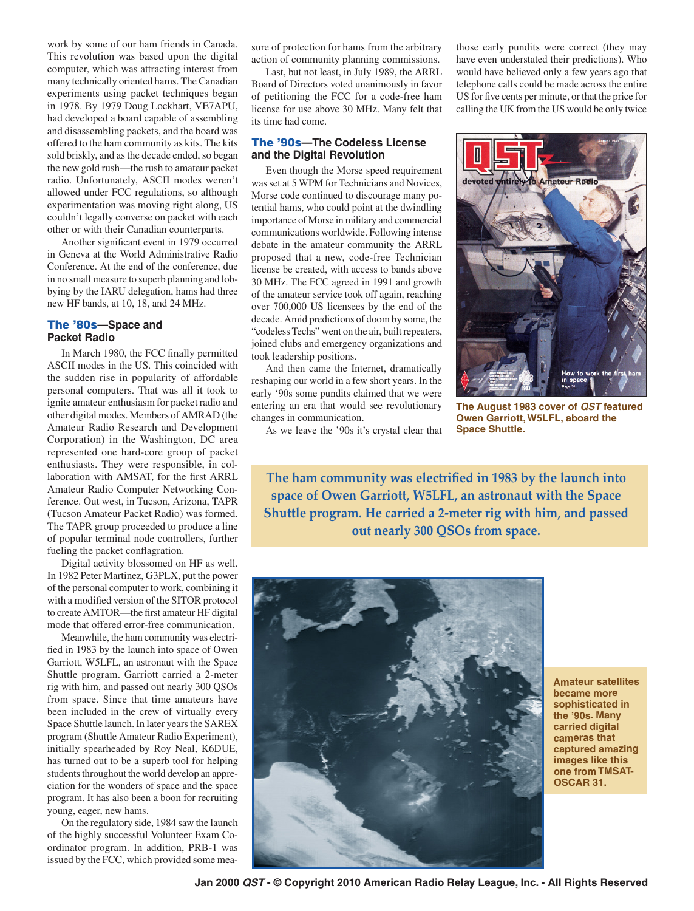work by some of our ham friends in Canada. This revolution was based upon the digital computer, which was attracting interest from many technically oriented hams. The Canadian experiments using packet techniques began in 1978. By 1979 Doug Lockhart, VE7APU, had developed a board capable of assembling and disassembling packets, and the board was offered to the ham community as kits. The kits sold briskly, and as the decade ended, so began the new gold rush—the rush to amateur packet radio. Unfortunately, ASCII modes weren't allowed under FCC regulations, so although experimentation was moving right along, US couldn't legally converse on packet with each other or with their Canadian counterparts.

Another significant event in 1979 occurred in Geneva at the World Administrative Radio Conference. At the end of the conference, due in no small measure to superb planning and lobbying by the IARU delegation, hams had three new HF bands, at 10, 18, and 24 MHz.

### The '80s—Space and Packet Radio

In March 1980, the FCC finally permitted ASCII modes in the US. This coincided with the sudden rise in popularity of affordable personal computers. That was all it took to ignite amateur enthusiasm for packet radio and other digital modes. Members of AMRAD (the Amateur Radio Research and Development Corporation) in the Washington, DC area represented one hard-core group of packet enthusiasts. They were responsible, in collaboration with AMSAT, for the first ARRL Amateur Radio Computer Networking Conference. Out west, in Tucson, Arizona, TAPR (Tucson Amateur Packet Radio) was formed. The TAPR group proceeded to produce a line of popular terminal node controllers, further fueling the packet conflagration.

Digital activity blossomed on HF as well. In 1982 Peter Martinez, G3PLX, put the power of the personal computer to work, combining it with a modified version of the SITOR protocol to create AMTOR—the first amateur HF digital mode that offered error-free communication.

Meanwhile, the ham community was electrified in 1983 by the launch into space of Owen Garriott, W5LFL, an astronaut with the Space Shuttle program. Garriott carried a 2-meter rig with him, and passed out nearly 300 QSOs from space. Since that time amateurs have been included in the crew of virtually every Space Shuttle launch. In later years the SAREX program (Shuttle Amateur Radio Experiment), initially spearheaded by Roy Neal, K6DUE, has turned out to be a superb tool for helping students throughout the world develop an appreciation for the wonders of space and the space program. It has also been a boon for recruiting young, eager, new hams.

On the regulatory side, 1984 saw the launch of the highly successful Volunteer Exam Coordinator program. In addition, PRB-1 was issued by the FCC, which provided some measure of protection for hams from the arbitrary action of community planning commissions.

Last, but not least, in July 1989, the ARRL Board of Directors voted unanimously in favor of petitioning the FCC for a code-free ham license for use above 30 MHz. Many felt that its time had come.

### The '90s—The Codeless License and the Digital Revolution

Even though the Morse speed requirement was set at 5 WPM for Technicians and Novices, Morse code continued to discourage many potential hams, who could point at the dwindling importance of Morse in military and commercial communications worldwide. Following intense debate in the amateur community the ARRL proposed that a new, code-free Technician license be created, with access to bands above 30 MHz. The FCC agreed in 1991 and growth of the amateur service took off again, reaching over 700,000 US licensees by the end of the decade. Amid predictions of doom by some, the "codeless Techs" went on the air, built repeaters, joined clubs and emergency organizations and took leadership positions.

And then came the Internet, dramatically reshaping our world in a few short years. In the early '90s some pundits claimed that we were entering an era that would see revolutionary changes in communication.

As we leave the '90s it's crystal clear that those early pundits were correct (they may have even understated their predictions). Who would have believed only a few years ago that telephone calls could be made across the entire US for five cents per minute, or that the price for calling the UK from the US would be only twice

**The August 1983 cover of *QST* featured Owen Garriott, W5LFL, aboard the Space Shuttle.**

> **The ham community was electrified in 1983 by the launch into space of Owen Garriott, W5LFL, an astronaut with the Space Shuttle program. He carried a 2-meter rig with him, and passed out nearly 300 QSOs from space.**

**Amateur satellites became more sophisticated in the '90s. Many carried digital cameras that captured amazing images like this one from TMSAT-OSCAR 31.**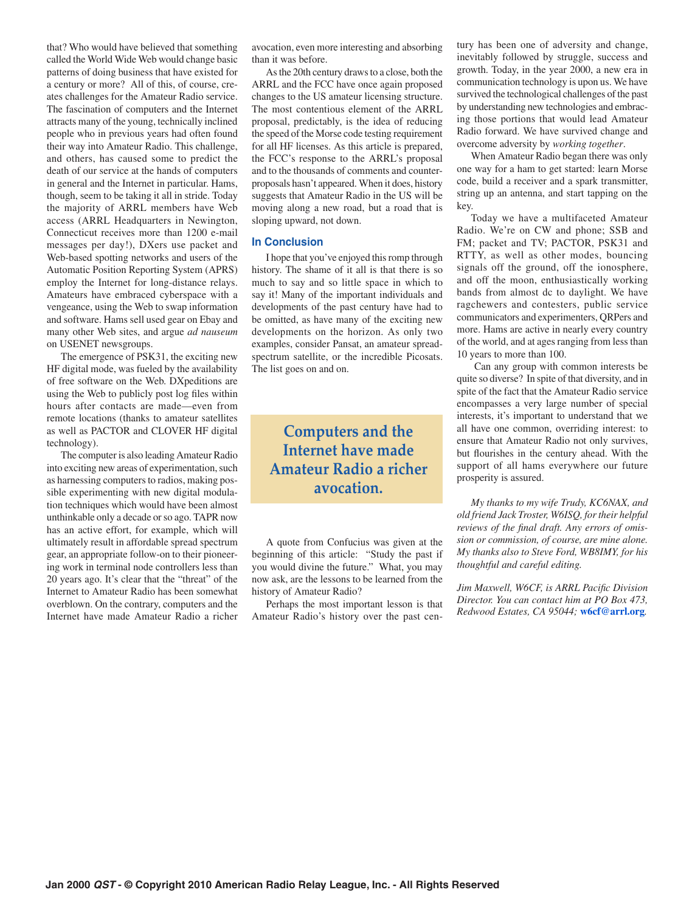that? Who would have believed that something called the World Wide Web would change basic patterns of doing business that have existed for a century or more? All of this, of course, creates challenges for the Amateur Radio service. The fascination of computers and the Internet attracts many of the young, technically inclined people who in previous years had often found their way into Amateur Radio. This challenge, and others, has caused some to predict the death of our service at the hands of computers in general and the Internet in particular. Hams, though, seem to be taking it all in stride. Today the majority of ARRL members have Web access (ARRL Headquarters in Newington, Connecticut receives more than 1200 e-mail messages per day!), DXers use packet and Web-based spotting networks and users of the Automatic Position Reporting System (APRS) employ the Internet for long-distance relays. Amateurs have embraced cyberspace with a vengeance, using the Web to swap information and software. Hams sell used gear on Ebay and many other Web sites, and argue *ad nauseum* on USENET newsgroups.

The emergence of PSK31, the exciting new HF digital mode, was fueled by the availability of free software on the Web. DXpeditions are using the Web to publicly post log files within hours after contacts are made—even from remote locations (thanks to amateur satellites as well as PACTOR and CLOVER HF digital technology).

The computer is also leading Amateur Radio into exciting new areas of experimentation, such as harnessing computers to radios, making possible experimenting with new digital modulation techniques which would have been almost unthinkable only a decade or so ago. TAPR now has an active effort, for example, which will ultimately result in affordable spread spectrum gear, an appropriate follow-on to their pioneering work in terminal node controllers less than 20 years ago. It's clear that the "threat" of the Internet to Amateur Radio has been somewhat overblown. On the contrary, computers and the Internet have made Amateur Radio a richer avocation, even more interesting and absorbing than it was before.

As the 20th century draws to a close, both the ARRL and the FCC have once again proposed changes to the US amateur licensing structure. The most contentious element of the ARRL proposal, predictably, is the idea of reducing the speed of the Morse code testing requirement for all HF licenses. As this article is prepared, the FCC's response to the ARRL's proposal and to the thousands of comments and counterproposals hasn't appeared. When it does, history suggests that Amateur Radio in the US will be moving along a new road, but a road that is sloping upward, not down.

## In Conclusion

I hope that you've enjoyed this romp through history. The shame of it all is that there is so much to say and so little space in which to say it! Many of the important individuals and developments of the past century have had to be omitted, as have many of the exciting new developments on the horizon. As only two examples, consider Pansat, an amateur spread-spectrum satellite, or the incredible Picosats. The list goes on and on.

**Computers and the Internet have made Amateur Radio a richer avocation.**

A quote from Confucius was given at the beginning of this article: "Study the past if you would divine the future." What, you may now ask, are the lessons to be learned from the history of Amateur Radio?

Perhaps the most important lesson is that Amateur Radio's history over the past century has been one of adversity and change, inevitably followed by struggle, success and growth. Today, in the year 2000, a new era in communication technology is upon us. We have survived the technological challenges of the past by understanding new technologies and embracing those portions that would lead Amateur Radio forward. We have survived change and overcome adversity by *working together*.

When Amateur Radio began there was only one way for a ham to get started: learn Morse code, build a receiver and a spark transmitter, string up an antenna, and start tapping on the key.

Today we have a multifaceted Amateur Radio. We're on CW and phone; SSB and FM; packet and TV; PACTOR, PSK31 and RTTY, as well as other modes, bouncing signals off the ground, off the ionosphere, and off the moon, enthusiastically working bands from almost dc to daylight. We have ragchewers and contesters, public service communicators and experimenters, QRPers and more. Hams are active in nearly every country of the world, and at ages ranging from less than 10 years to more than 100.

Can any group with common interests be quite so diverse? In spite of that diversity, and in spite of the fact that the Amateur Radio service encompasses a very large number of special interests, it's important to understand that we all have one common, overriding interest: to ensure that Amateur Radio not only survives, but flourishes in the century ahead. With the support of all hams everywhere our future prosperity is assured.

*My thanks to my wife Trudy, KC6NAX, and old friend Jack Troster, W6ISQ, for their helpful reviews of the final draft. Any errors of omission or commission, of course, are mine alone. My thanks also to Steve Ford, WB8IMY, for his thoughtful and careful editing.*

*Jim Maxwell, W6CF, is ARRL Pacific Division Director. You can contact him at PO Box 473, Redwood Estates, CA 95044;* **w6cf@arrl.org**.